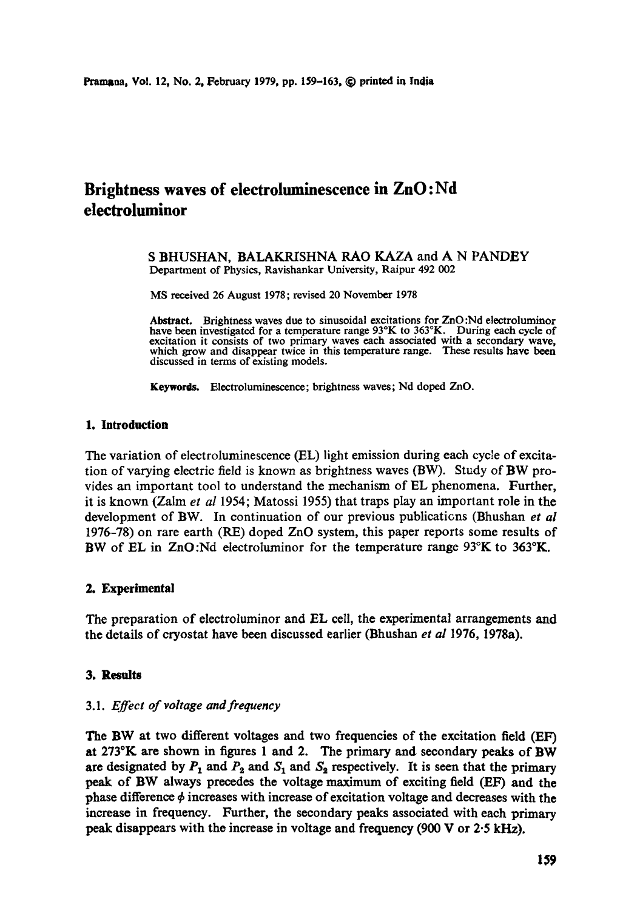# Brightness waves of electroluminescence in ZnO:Nd electroluminor

S BHUSHAN, BALAKRISHNA RAO KAZA and A N PANDEY
Department of Physics, Ravishankar University, Raipur 492 002

MS received 26 August 1978; revised 20 November 1978

**Abstract.** Brightness waves due to sinusoidal excitations for ZnO:Nd electroluminor have been investigated for a temperature range 93°K to 363°K. During each cycle of excitation it consists of two primary waves each associated with a secondary wave, which grow and disappear twice in this temperature range. These results have been discussed in terms of existing models.

**Keywords.** Electroluminescence; brightness waves; Nd doped ZnO.

## 1. Introduction

The variation of electroluminescence (EL) light emission during each cycle of excitation of varying electric field is known as brightness waves (BW). Study of BW provides an important tool to understand the mechanism of EL phenomena. Further, it is known (Zalm *et al* 1954; Matossi 1955) that traps play an important role in the development of BW. In continuation of our previous publications (Bhushan *et al* 1976–78) on rare earth (RE) doped ZnO system, this paper reports some results of BW of EL in ZnO:Nd electroluminor for the temperature range 93°K to 363°K.

## 2. Experimental

The preparation of electroluminor and EL cell, the experimental arrangements and the details of cryostat have been discussed earlier (Bhushan *et al* 1976, 1978a).

## 3. Results

### 3.1. *Effect of voltage and frequency*

The BW at two different voltages and two frequencies of the excitation field (EF) at 273°K are shown in figures 1 and 2. The primary and secondary peaks of BW are designated by $P_1$ and $P_2$ and $S_1$ and $S_2$ respectively. It is seen that the primary peak of BW always precedes the voltage maximum of exciting field (EF) and the phase difference $\phi$ increases with increase of excitation voltage and decreases with the increase in frequency. Further, the secondary peaks associated with each primary peak disappears with the increase in voltage and frequency (900 V or 2·5 kHz).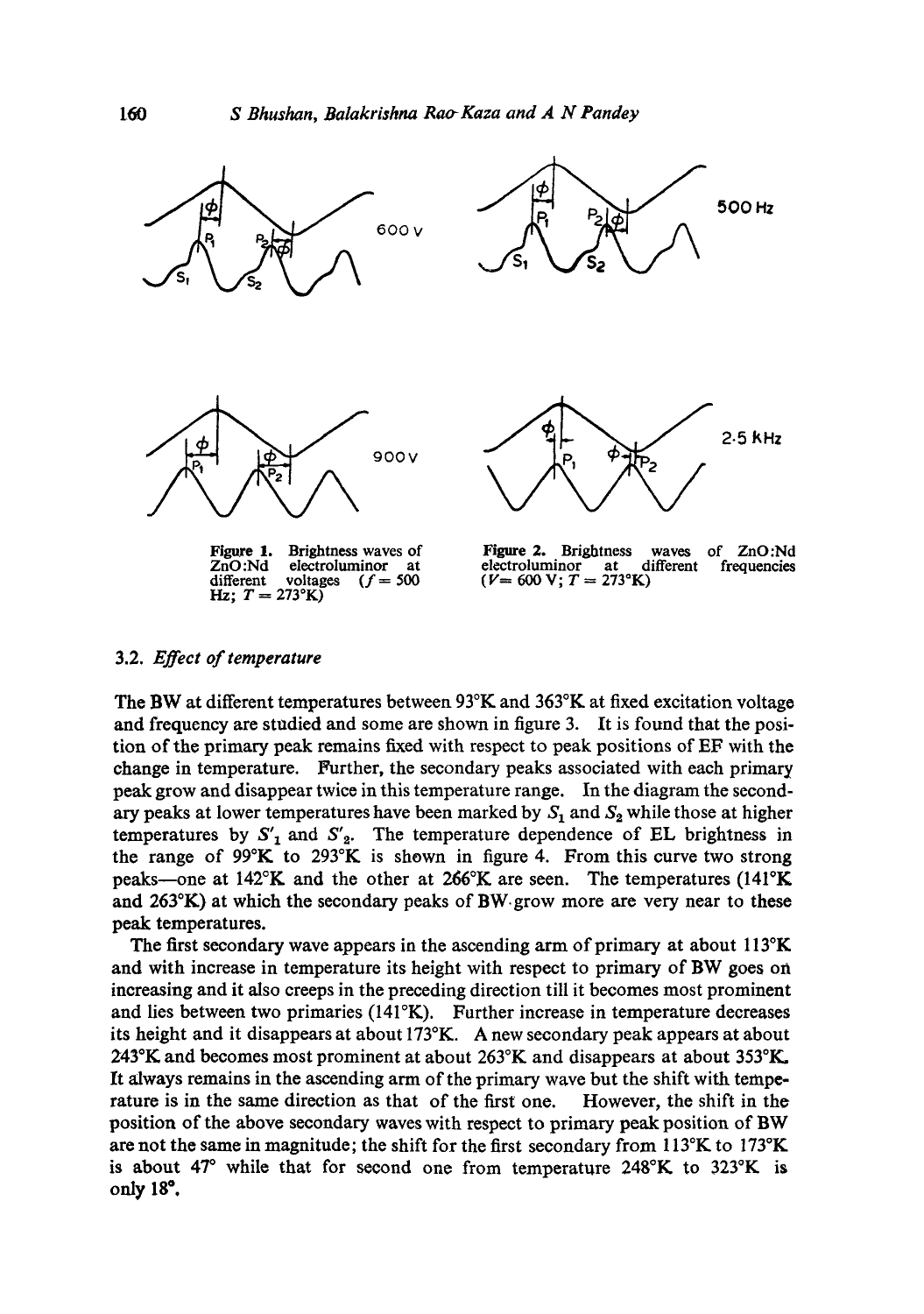Figure 1. Brightness waves of ZnO:Nd electroluminor at different voltages ($f = 500$ Hz; $T = 273$°K)

Figure 2. Brightness waves of ZnO:Nd electroluminor at different frequencies ($V = 600$ V; $T = 273$°K)

### 3.2. *Effect of temperature*

The BW at different temperatures between 93°K and 363°K at fixed excitation voltage and frequency are studied and some are shown in figure 3. It is found that the position of the primary peak remains fixed with respect to peak positions of EF with the change in temperature. Further, the secondary peaks associated with each primary peak grow and disappear twice in this temperature range. In the diagram the secondary peaks at lower temperatures have been marked by $S_1$ and $S_2$ while those at higher temperatures by $S'_1$ and $S'_2$. The temperature dependence of EL brightness in the range of 99°K to 293°K is shown in figure 4. From this curve two strong peaks—one at 142°K and the other at 266°K are seen. The temperatures (141°K and 263°K) at which the secondary peaks of BW grow more are very near to these peak temperatures.

The first secondary wave appears in the ascending arm of primary at about 113°K and with increase in temperature its height with respect to primary of BW goes on increasing and it also creeps in the preceding direction till it becomes most prominent and lies between two primaries (141°K). Further increase in temperature decreases its height and it disappears at about 173°K. A new secondary peak appears at about 243°K and becomes most prominent at about 263°K and disappears at about 353°K. It always remains in the ascending arm of the primary wave but the shift with temperature is in the same direction as that of the first one. However, the shift in the position of the above secondary waves with respect to primary peak position of BW are not the same in magnitude; the shift for the first secondary from 113°K to 173°K is about 47° while that for second one from temperature 248°K to 323°K is only 18°.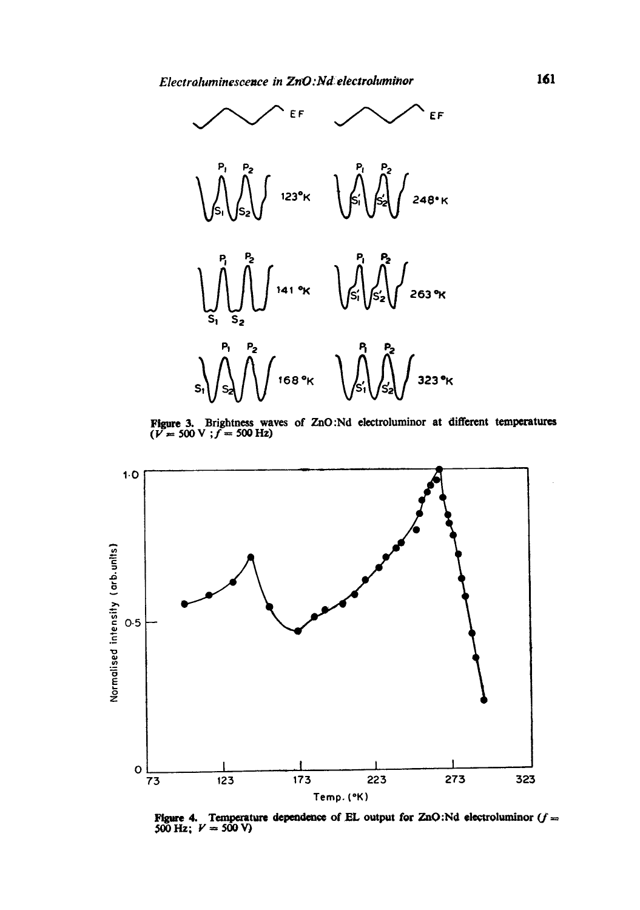Figure 3. Brightness waves of ZnO:Nd electroluminor at different temperatures ($V = 500$ V ; $f = 500$ Hz)

Figure 4. Temperature dependence of EL output for ZnO:Nd electroluminor ($f = 500$ Hz; $V = 500$ V)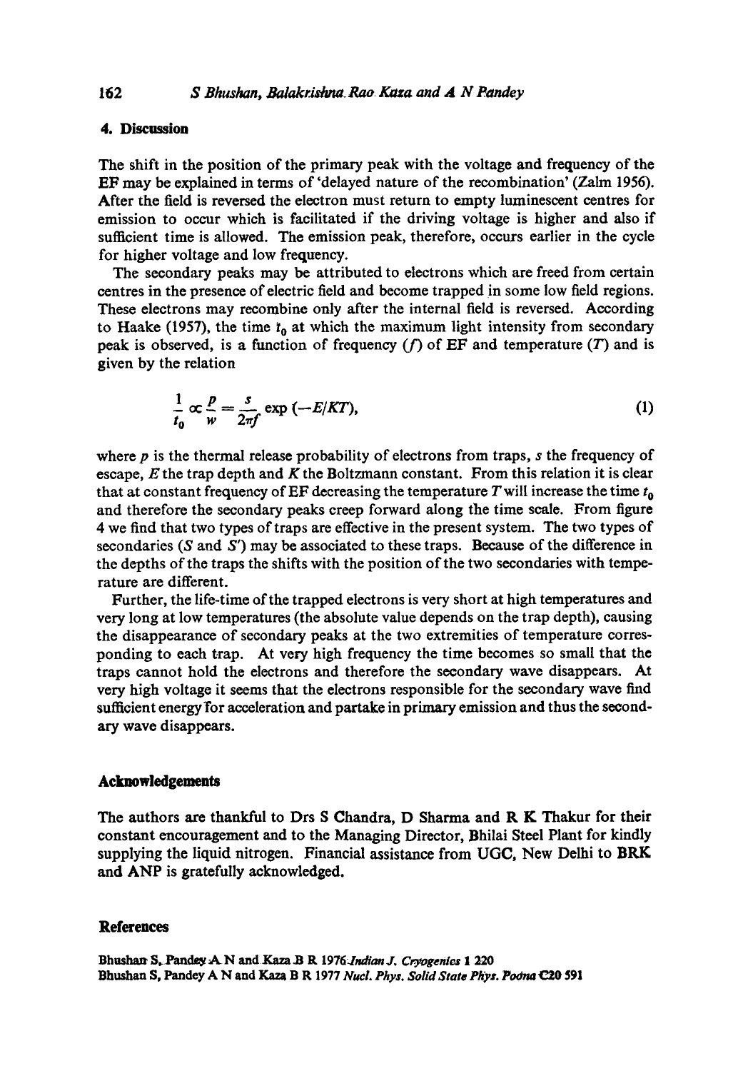## 4. Discussion

The shift in the position of the primary peak with the voltage and frequency of the EF may be explained in terms of 'delayed nature of the recombination' (Zalm 1956). After the field is reversed the electron must return to empty luminescent centres for emission to occur which is facilitated if the driving voltage is higher and also if sufficient time is allowed. The emission peak, therefore, occurs earlier in the cycle for higher voltage and low frequency.

The secondary peaks may be attributed to electrons which are freed from certain centres in the presence of electric field and become trapped in some low field regions. These electrons may recombine only after the internal field is reversed. According to Haake (1957), the time $t_0$ at which the maximum light intensity from secondary peak is observed, is a function of frequency ($f$) of EF and temperature ($T$) and is given by the relation

$$\frac{1}{t_0} \propto \frac{p}{w} = \frac{s}{2\pi f} \exp(-E/KT), \tag{1}$$

where $p$ is the thermal release probability of electrons from traps, $s$ the frequency of escape, $E$ the trap depth and $K$ the Boltzmann constant. From this relation it is clear that at constant frequency of EF decreasing the temperature $T$ will increase the time $t_0$ and therefore the secondary peaks creep forward along the time scale. From figure 4 we find that two types of traps are effective in the present system. The two types of secondaries ($S$ and $S'$) may be associated to these traps. Because of the difference in the depths of the traps the shifts with the position of the two secondaries with temperature are different.

Further, the life-time of the trapped electrons is very short at high temperatures and very long at low temperatures (the absolute value depends on the trap depth), causing the disappearance of secondary peaks at the two extremities of temperature corresponding to each trap. At very high frequency the time becomes so small that the traps cannot hold the electrons and therefore the secondary wave disappears. At very high voltage it seems that the electrons responsible for the secondary wave find sufficient energy for acceleration and partake in primary emission and thus the secondary wave disappears.

## Acknowledgements

The authors are thankful to Drs S Chandra, D Sharma and R K Thakur for their constant encouragement and to the Managing Director, Bhilai Steel Plant for kindly supplying the liquid nitrogen. Financial assistance from UGC, New Delhi to BRK and ANP is gratefully acknowledged.

## References

Bhushan S, Pandey A N and Kaza B R 1976 *Indian J. Cryogenics* **1** 220

Bhushan S, Pandey A N and Kaza B R 1977 *Nucl. Phys. Solid State Phys. Poona* **C20** 591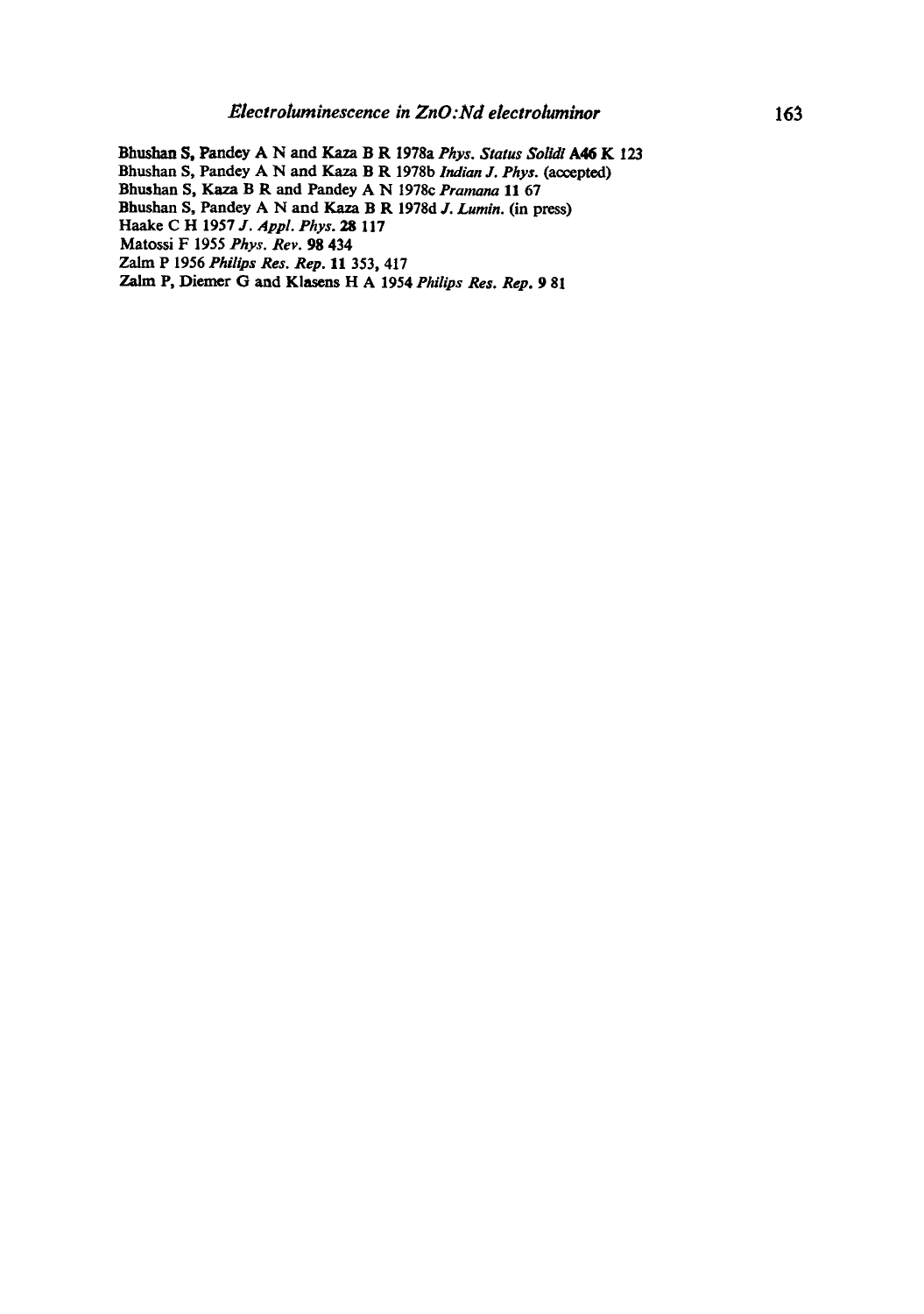Bhushan S, Pandey A N and Kaza B R 1978a *Phys. Status Solidi* **A46** K 123
Bhushan S, Pandey A N and Kaza B R 1978b *Indian J. Phys.* (accepted)
Bhushan S, Kaza B R and Pandey A N 1978c *Pramana* **11** 67
Bhushan S, Pandey A N and Kaza B R 1978d *J. Lumin.* (in press)
Haake C H 1957 *J. Appl. Phys.* **28** 117
Matossi F 1955 *Phys. Rev.* **98** 434
Zalm P 1956 *Philips Res. Rep.* **11** 353, 417
Zalm P, Diemer G and Klasens H A 1954 *Philips Res. Rep.* **9** 81